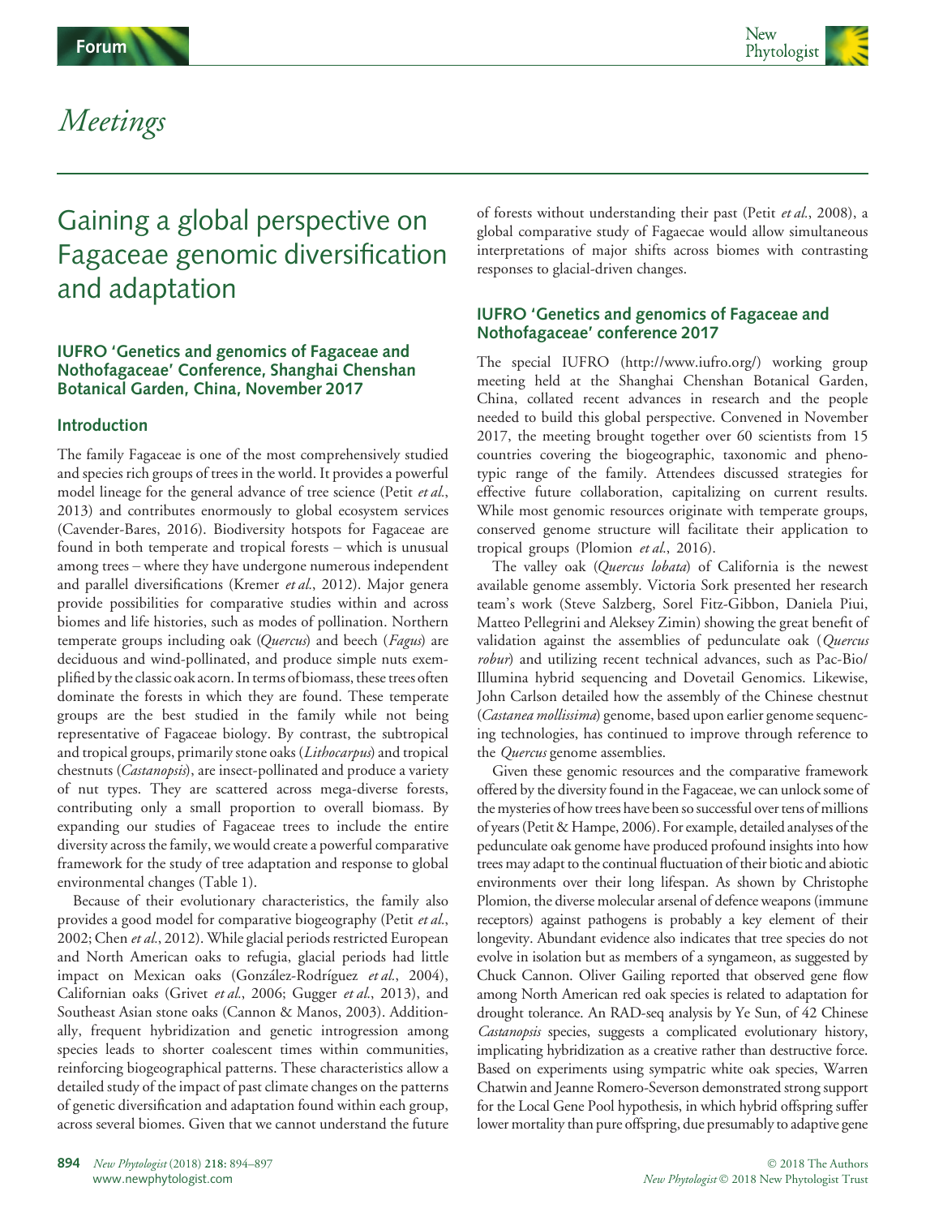# Meetings

## Gaining a global perspective on Fagaceae genomic diversification and adaptation

### IUFRO 'Genetics and genomics of Fagaceae and Nothofagaceae' Conference, Shanghai Chenshan Botanical Garden, China, November 2017

### Introduction

The family Fagaceae is one of the most comprehensively studied and species rich groups of trees in the world. It provides a powerful model lineage for the general advance of tree science (Petit *et al.*, 2013) and contributes enormously to global ecosystem services (Cavender-Bares, 2016). Biodiversity hotspots for Fagaceae are found in both temperate and tropical forests – which is unusual among trees – where they have undergone numerous independent and parallel diversifications (Kremer *et al.*, 2012). Major genera provide possibilities for comparative studies within and across biomes and life histories, such as modes of pollination. Northern temperate groups including oak (*Quercus*) and beech (*Fagus*) are deciduous and wind-pollinated, and produce simple nuts exemplified by the classic oak acorn. In terms of biomass, these trees often dominate the forests in which they are found. These temperate groups are the best studied in the family while not being representative of Fagaceae biology. By contrast, the subtropical and tropical groups, primarily stone oaks (*Lithocarpus*) and tropical chestnuts (*Castanopsis*), are insect-pollinated and produce a variety of nut types. They are scattered across mega-diverse forests, contributing only a small proportion to overall biomass. By expanding our studies of Fagaceae trees to include the entire diversity across the family, we would create a powerful comparative framework for the study of tree adaptation and response to global environmental changes (Table 1).

Because of their evolutionary characteristics, the family also provides a good model for comparative biogeography (Petit *et al.*, 2002; Chen *et al.*, 2012). While glacial periods restricted European and North American oaks to refugia, glacial periods had little impact on Mexican oaks (González-Rodríguez *et al.*, 2004), Californian oaks (Grivet *et al.*, 2006; Gugger *et al.*, 2013), and Southeast Asian stone oaks (Cannon & Manos, 2003). Additionally, frequent hybridization and genetic introgression among species leads to shorter coalescent times within communities, reinforcing biogeographical patterns. These characteristics allow a detailed study of the impact of past climate changes on the patterns of genetic diversification and adaptation found within each group, across several biomes. Given that we cannot understand the future of forests without understanding their past (Petit *et al.*, 2008), a global comparative study of Fagaecae would allow simultaneous interpretations of major shifts across biomes with contrasting responses to glacial-driven changes.

### IUFRO 'Genetics and genomics of Fagaceae and Nothofagaceae' conference 2017

The special IUFRO (http://www.iufro.org/) working group meeting held at the Shanghai Chenshan Botanical Garden, China, collated recent advances in research and the people needed to build this global perspective. Convened in November 2017, the meeting brought together over 60 scientists from 15 countries covering the biogeographic, taxonomic and phenotypic range of the family. Attendees discussed strategies for effective future collaboration, capitalizing on current results. While most genomic resources originate with temperate groups, conserved genome structure will facilitate their application to tropical groups (Plomion *et al.*, 2016).

The valley oak (*Quercus lobata*) of California is the newest available genome assembly. Victoria Sork presented her research team's work (Steve Salzberg, Sorel Fitz-Gibbon, Daniela Piui, Matteo Pellegrini and Aleksey Zimin) showing the great benefit of validation against the assemblies of pedunculate oak (*Quercus robur*) and utilizing recent technical advances, such as Pac-Bio/Illumina hybrid sequencing and Dovetail Genomics. Likewise, John Carlson detailed how the assembly of the Chinese chestnut (*Castanea mollissima*) genome, based upon earlier genome sequencing technologies, has continued to improve through reference to the *Quercus* genome assemblies.

Given these genomic resources and the comparative framework offered by the diversity found in the Fagaceae, we can unlock some of the mysteries of how trees have been so successful over tens of millions of years (Petit & Hampe, 2006). For example, detailed analyses of the pedunculate oak genome have produced profound insights into how trees may adapt to the continual fluctuation of their biotic and abiotic environments over their long lifespan. As shown by Christophe Plomion, the diverse molecular arsenal of defence weapons (immune receptors) against pathogens is probably a key element of their longevity. Abundant evidence also indicates that tree species do not evolve in isolation but as members of a syngameon, as suggested by Chuck Cannon. Oliver Gailing reported that observed gene flow among North American red oak species is related to adaptation for drought tolerance. An RAD-seq analysis by Ye Sun, of 42 Chinese *Castanopsis* species, suggests a complicated evolutionary history, implicating hybridization as a creative rather than destructive force. Based on experiments using sympatric white oak species, Warren Chatwin and Jeanne Romero-Severson demonstrated strong support for the Local Gene Pool hypothesis, in which hybrid offspring suffer lower mortality than pure offspring, due presumably to adaptive gene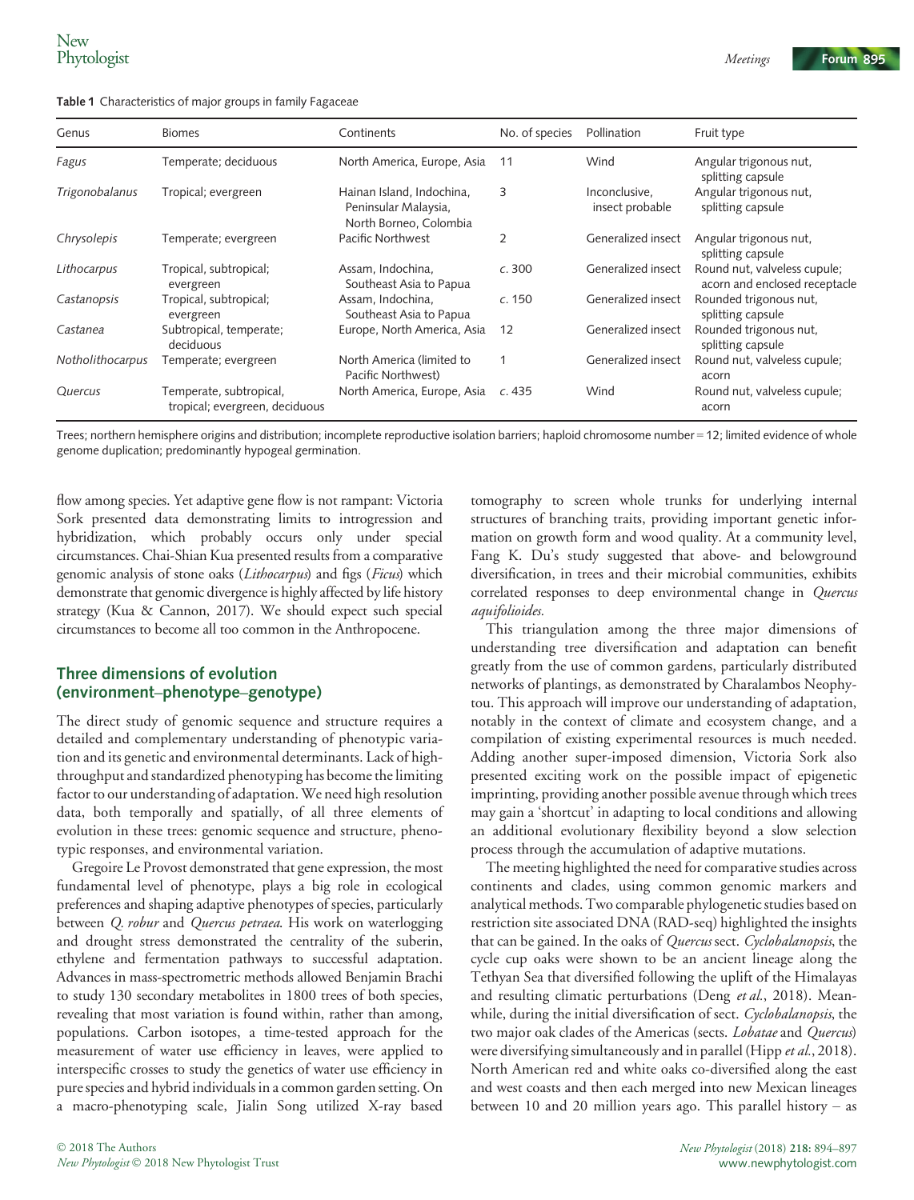**Table 1** Characteristics of major groups in family Fagaceae

| Genus | Biomes | Continents | No. of species | Pollination | Fruit type |
|---|---|---|---|---|---|
| *Fagus* | Temperate; deciduous | North America, Europe, Asia | 11 | Wind | Angular trigonous nut, splitting capsule |
| *Trigonobalanus* | Tropical; evergreen | Hainan Island, Indochina, Peninsular Malaysia, North Borneo, Colombia | 3 | Inconclusive, insect probable | Angular trigonous nut, splitting capsule |
| *Chrysolepis* | Temperate; evergreen | Pacific Northwest | 2 | Generalized insect | Angular trigonous nut, splitting capsule |
| *Lithocarpus* | Tropical, subtropical; evergreen | Assam, Indochina, Southeast Asia to Papua | *c.* 300 | Generalized insect | Round nut, valveless cupule; acorn and enclosed receptacle |
| *Castanopsis* | Tropical, subtropical; evergreen | Assam, Indochina, Southeast Asia to Papua | *c.* 150 | Generalized insect | Rounded trigonous nut, splitting capsule |
| *Castanea* | Subtropical, temperate; deciduous | Europe, North America, Asia | 12 | Generalized insect | Rounded trigonous nut, splitting capsule |
| *Notholithocarpus* | Temperate; evergreen | North America (limited to Pacific Northwest) | 1 | Generalized insect | Round nut, valveless cupule; acorn |
| *Quercus* | Temperate, subtropical, tropical; evergreen, deciduous | North America, Europe, Asia | *c.* 435 | Wind | Round nut, valveless cupule; acorn |

Trees; northern hemisphere origins and distribution; incomplete reproductive isolation barriers; haploid chromosome number = 12; limited evidence of whole genome duplication; predominantly hypogeal germination.

flow among species. Yet adaptive gene flow is not rampant: Victoria Sork presented data demonstrating limits to introgression and hybridization, which probably occurs only under special circumstances. Chai-Shian Kua presented results from a comparative genomic analysis of stone oaks (*Lithocarpus*) and figs (*Ficus*) which demonstrate that genomic divergence is highly affected by life history strategy (Kua & Cannon, 2017). We should expect such special circumstances to become all too common in the Anthropocene.

## Three dimensions of evolution (environment–phenotype–genotype)

The direct study of genomic sequence and structure requires a detailed and complementary understanding of phenotypic variation and its genetic and environmental determinants. Lack of high-throughput and standardized phenotyping has become the limiting factor to our understanding of adaptation. We need high resolution data, both temporally and spatially, of all three elements of evolution in these trees: genomic sequence and structure, phenotypic responses, and environmental variation.

Gregoire Le Provost demonstrated that gene expression, the most fundamental level of phenotype, plays a big role in ecological preferences and shaping adaptive phenotypes of species, particularly between *Q. robur* and *Quercus petraea*. His work on waterlogging and drought stress demonstrated the centrality of the suberin, ethylene and fermentation pathways to successful adaptation. Advances in mass-spectrometric methods allowed Benjamin Brachi to study 130 secondary metabolites in 1800 trees of both species, revealing that most variation is found within, rather than among, populations. Carbon isotopes, a time-tested approach for the measurement of water use efficiency in leaves, were applied to interspecific crosses to study the genetics of water use efficiency in pure species and hybrid individuals in a common garden setting. On a macro-phenotyping scale, Jialin Song utilized X-ray based tomography to screen whole trunks for underlying internal structures of branching traits, providing important genetic information on growth form and wood quality. At a community level, Fang K. Du's study suggested that above- and belowground diversification, in trees and their microbial communities, exhibits correlated responses to deep environmental change in *Quercus aquifolioides*.

This triangulation among the three major dimensions of understanding tree diversification and adaptation can benefit greatly from the use of common gardens, particularly distributed networks of plantings, as demonstrated by Charalambos Neophytou. This approach will improve our understanding of adaptation, notably in the context of climate and ecosystem change, and a compilation of existing experimental resources is much needed. Adding another super-imposed dimension, Victoria Sork also presented exciting work on the possible impact of epigenetic imprinting, providing another possible avenue through which trees may gain a 'shortcut' in adapting to local conditions and allowing an additional evolutionary flexibility beyond a slow selection process through the accumulation of adaptive mutations.

The meeting highlighted the need for comparative studies across continents and clades, using common genomic markers and analytical methods. Two comparable phylogenetic studies based on restriction site associated DNA (RAD-seq) highlighted the insights that can be gained. In the oaks of *Quercus* sect. *Cyclobalanopsis*, the cycle cup oaks were shown to be an ancient lineage along the Tethyan Sea that diversified following the uplift of the Himalayas and resulting climatic perturbations (Deng *et al.*, 2018). Meanwhile, during the initial diversification of sect. *Cyclobalanopsis*, the two major oak clades of the Americas (sects. *Lobatae* and *Quercus*) were diversifying simultaneously and in parallel (Hipp *et al.*, 2018). North American red and white oaks co-diversified along the east and west coasts and then each merged into new Mexican lineages between 10 and 20 million years ago. This parallel history – as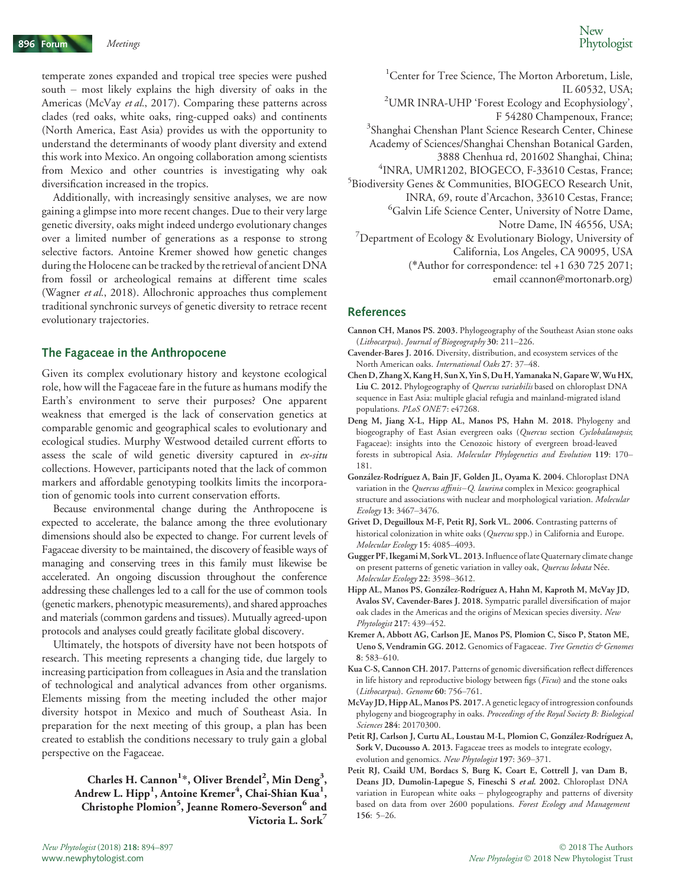temperate zones expanded and tropical tree species were pushed south – most likely explains the high diversity of oaks in the Americas (McVay *et al.*, 2017). Comparing these patterns across clades (red oaks, white oaks, ring-cupped oaks) and continents (North America, East Asia) provides us with the opportunity to understand the determinants of woody plant diversity and extend this work into Mexico. An ongoing collaboration among scientists from Mexico and other countries is investigating why oak diversification increased in the tropics.

Additionally, with increasingly sensitive analyses, we are now gaining a glimpse into more recent changes. Due to their very large genetic diversity, oaks might indeed undergo evolutionary changes over a limited number of generations as a response to strong selective factors. Antoine Kremer showed how genetic changes during the Holocene can be tracked by the retrieval of ancient DNA from fossil or archeological remains at different time scales (Wagner *et al.*, 2018). Allochronic approaches thus complement traditional synchronic surveys of genetic diversity to retrace recent evolutionary trajectories.

## The Fagaceae in the Anthropocene

Given its complex evolutionary history and keystone ecological role, how will the Fagaceae fare in the future as humans modify the Earth's environment to serve their purposes? One apparent weakness that emerged is the lack of conservation genetics at comparable genomic and geographical scales to evolutionary and ecological studies. Murphy Westwood detailed current efforts to assess the scale of wild genetic diversity captured in *ex-situ* collections. However, participants noted that the lack of common markers and affordable genotyping toolkits limits the incorporation of genomic tools into current conservation efforts.

Because environmental change during the Anthropocene is expected to accelerate, the balance among the three evolutionary dimensions should also be expected to change. For current levels of Fagaceae diversity to be maintained, the discovery of feasible ways of managing and conserving trees in this family must likewise be accelerated. An ongoing discussion throughout the conference addressing these challenges led to a call for the use of common tools (genetic markers, phenotypic measurements), and shared approaches and materials (common gardens and tissues). Mutually agreed-upon protocols and analyses could greatly facilitate global discovery.

Ultimately, the hotspots of diversity have not been hotspots of research. This meeting represents a changing tide, due largely to increasing participation from colleagues in Asia and the translation of technological and analytical advances from other organisms. Elements missing from the meeting included the other major diversity hotspot in Mexico and much of Southeast Asia. In preparation for the next meeting of this group, a plan has been created to establish the conditions necessary to truly gain a global perspective on the Fagaceae.

**Charles H. Cannon[1]\*, Oliver Brendel[2], Min Deng[3], Andrew L. Hipp[1], Antoine Kremer[4], Chai-Shian Kua[1], Christophe Plomion[5], Jeanne Romero-Severson[6] and Victoria L. Sork[7]**

[1]Center for Tree Science, The Morton Arboretum, Lisle, IL 60532, USA;
[2]UMR INRA-UHP 'Forest Ecology and Ecophysiology', F 54280 Champenoux, France;
[3]Shanghai Chenshan Plant Science Research Center, Chinese Academy of Sciences/Shanghai Chenshan Botanical Garden, 3888 Chenhua rd, 201602 Shanghai, China;
[4]INRA, UMR1202, BIOGECO, F-33610 Cestas, France;
[5]Biodiversity Genes & Communities, BIOGECO Research Unit, INRA, 69, route d'Arcachon, 33610 Cestas, France;
[6]Galvin Life Science Center, University of Notre Dame, Notre Dame, IN 46556, USA;
[7]Department of Ecology & Evolutionary Biology, University of California, Los Angeles, CA 90095, USA
(\*Author for correspondence: tel +1 630 725 2071; email ccannon@mortonarb.org)

## References

**Cannon CH, Manos PS. 2003.** Phylogeography of the Southeast Asian stone oaks (*Lithocarpus*). *Journal of Biogeography* **30**: 211–226.

**Cavender-Bares J. 2016.** Diversity, distribution, and ecosystem services of the North American oaks. *International Oaks* **27**: 37–48.

**Chen D, Zhang X, Kang H, Sun X, Yin S, Du H, Yamanaka N, Gapare W, Wu HX, Liu C. 2012.** Phylogeography of *Quercus variabilis* based on chloroplast DNA sequence in East Asia: multiple glacial refugia and mainland-migrated island populations. *PLoS ONE* **7**: e47268.

**Deng M, Jiang X-L, Hipp AL, Manos PS, Hahn M. 2018.** Phylogeny and biogeography of East Asian evergreen oaks (*Quercus* section *Cyclobalanopsis*; Fagaceae): insights into the Cenozoic history of evergreen broad-leaved forests in subtropical Asia. *Molecular Phylogenetics and Evolution* **119**: 170–181.

**González-Rodríguez A, Bain JF, Golden JL, Oyama K. 2004.** Chloroplast DNA variation in the *Quercus affinis–Q. laurina* complex in Mexico: geographical structure and associations with nuclear and morphological variation. *Molecular Ecology* **13**: 3467–3476.

**Grivet D, Deguilloux M-F, Petit RJ, Sork VL. 2006.** Contrasting patterns of historical colonization in white oaks (*Quercus* spp.) in California and Europe. *Molecular Ecology* **15**: 4085–4093.

**Gugger PF, Ikegami M, Sork VL. 2013.** Influence of late Quaternary climate change on present patterns of genetic variation in valley oak, *Quercus lobata* Née. *Molecular Ecology* **22**: 3598–3612.

**Hipp AL, Manos PS, González-Rodríguez A, Hahn M, Kaproth M, McVay JD, Avalos SV, Cavender-Bares J. 2018.** Sympatric parallel diversification of major oak clades in the Americas and the origins of Mexican species diversity. *New Phytologist* **217**: 439–452.

**Kremer A, Abbott AG, Carlson JE, Manos PS, Plomion C, Sisco P, Staton ME, Ueno S, Vendramin GG. 2012.** Genomics of Fagaceae. *Tree Genetics & Genomes* **8**: 583–610.

**Kua C-S, Cannon CH. 2017.** Patterns of genomic diversification reflect differences in life history and reproductive biology between figs (*Ficus*) and the stone oaks (*Lithocarpus*). *Genome* **60**: 756–761.

**McVay JD, Hipp AL, Manos PS. 2017.** A genetic legacy of introgression confounds phylogeny and biogeography in oaks. *Proceedings of the Royal Society B: Biological Sciences* **284**: 20170300.

**Petit RJ, Carlson J, Curtu AL, Loustau M-L, Plomion C, González-Rodríguez A, Sork V, Ducousso A. 2013.** Fagaceae trees as models to integrate ecology, evolution and genomics. *New Phytologist* **197**: 369–371.

**Petit RJ, Csaikl UM, Bordacs S, Burg K, Coart E, Cottrell J, van Dam B, Deans JD, Dumolin-Lapegue S, Fineschi S *et al.* 2002.** Chloroplast DNA variation in European white oaks – phylogeography and patterns of diversity based on data from over 2600 populations. *Forest Ecology and Management* **156**: 5–26.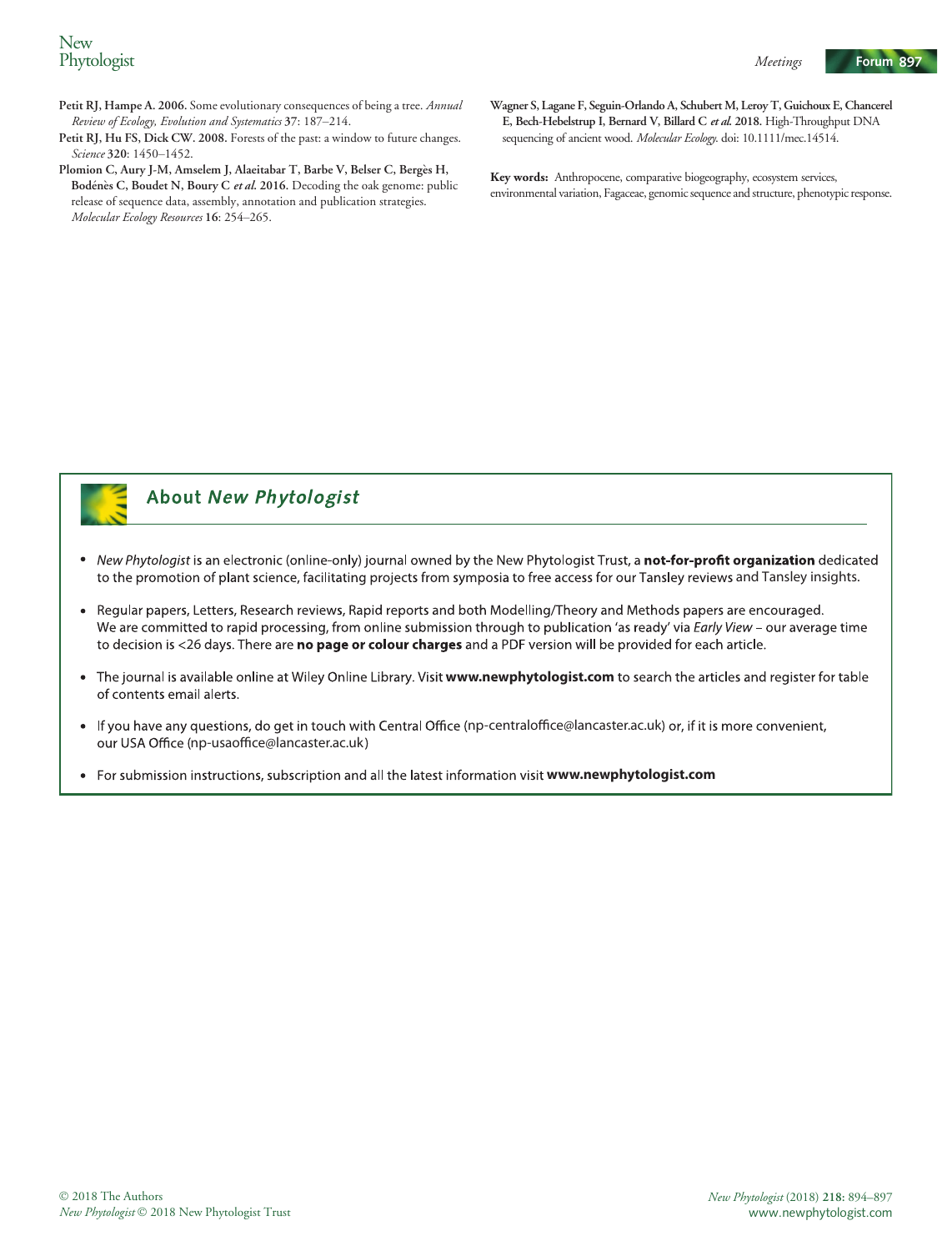**Petit RJ, Hampe A. 2006.** Some evolutionary consequences of being a tree. *Annual Review of Ecology, Evolution and Systematics* **37**: 187–214.

**Petit RJ, Hu FS, Dick CW. 2008.** Forests of the past: a window to future changes. *Science* **320**: 1450–1452.

**Plomion C, Aury J-M, Amselem J, Alaeitabar T, Barbe V, Belser C, Bergès H, Bodénès C, Boudet N, Boury C *et al.* 2016.** Decoding the oak genome: public release of sequence data, assembly, annotation and publication strategies. *Molecular Ecology Resources* **16**: 254–265.

**Wagner S, Lagane F, Seguin-Orlando A, Schubert M, Leroy T, Guichoux E, Chancerel E, Bech-Hebelstrup I, Bernard V, Billard C *et al.* 2018.** High-Throughput DNA sequencing of ancient wood. *Molecular Ecology*. doi: 10.1111/mec.14514.

**Key words:** Anthropocene, comparative biogeography, ecosystem services, environmental variation, Fagaceae, genomic sequence and structure, phenotypic response.

## About *New Phytologist*

- *New Phytologist* is an electronic (online-only) journal owned by the New Phytologist Trust, a **not-for-profit organization** dedicated to the promotion of plant science, facilitating projects from symposia to free access for our Tansley reviews and Tansley insights.
- Regular papers, Letters, Research reviews, Rapid reports and both Modelling/Theory and Methods papers are encouraged. We are committed to rapid processing, from online submission through to publication 'as ready' via *Early View* – our average time to decision is <26 days. There are **no page or colour charges** and a PDF version will be provided for each article.
- The journal is available online at Wiley Online Library. Visit **www.newphytologist.com** to search the articles and register for table of contents email alerts.
- If you have any questions, do get in touch with Central Office (np-centraloffice@lancaster.ac.uk) or, if it is more convenient, our USA Office (np-usaoffice@lancaster.ac.uk)
- For submission instructions, subscription and all the latest information visit **www.newphytologist.com**